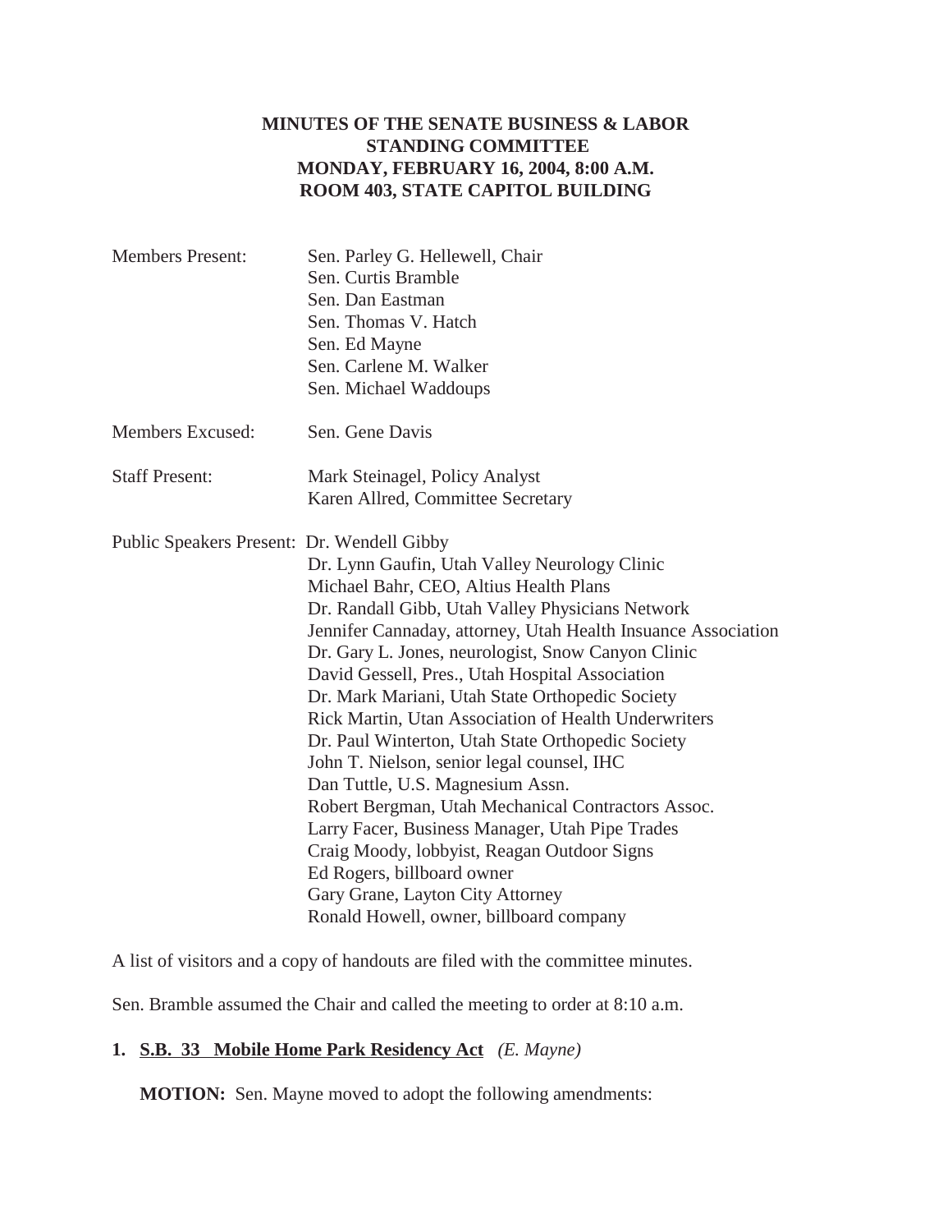**MINUTES OF THE SENATE BUSINESS & LABOR STANDING COMMITTEE MONDAY, FEBRUARY 16, 2004, 8:00 A.M. ROOM 403, STATE CAPITOL BUILDING**

Members Present: Sen. Parley G. Hellewell, Chair
Sen. Curtis Bramble
Sen. Dan Eastman
Sen. Thomas V. Hatch
Sen. Ed Mayne
Sen. Carlene M. Walker
Sen. Michael Waddoups

Members Excused: Sen. Gene Davis

Staff Present: Mark Steinagel, Policy Analyst
Karen Allred, Committee Secretary

Public Speakers Present: Dr. Wendell Gibby
Dr. Lynn Gaufin, Utah Valley Neurology Clinic
Michael Bahr, CEO, Altius Health Plans
Dr. Randall Gibb, Utah Valley Physicians Network
Jennifer Cannaday, attorney, Utah Health Insuance Association
Dr. Gary L. Jones, neurologist, Snow Canyon Clinic
David Gessell, Pres., Utah Hospital Association
Dr. Mark Mariani, Utah State Orthopedic Society
Rick Martin, Utan Association of Health Underwriters
Dr. Paul Winterton, Utah State Orthopedic Society
John T. Nielson, senior legal counsel, IHC
Dan Tuttle, U.S. Magnesium Assn.
Robert Bergman, Utah Mechanical Contractors Assoc.
Larry Facer, Business Manager, Utah Pipe Trades
Craig Moody, lobbyist, Reagan Outdoor Signs
Ed Rogers, billboard owner
Gary Grane, Layton City Attorney
Ronald Howell, owner, billboard company

A list of visitors and a copy of handouts are filed with the committee minutes.

Sen. Bramble assumed the Chair and called the meeting to order at 8:10 a.m.

**1. S.B. 33 Mobile Home Park Residency Act** *(E. Mayne)*

**MOTION:** Sen. Mayne moved to adopt the following amendments: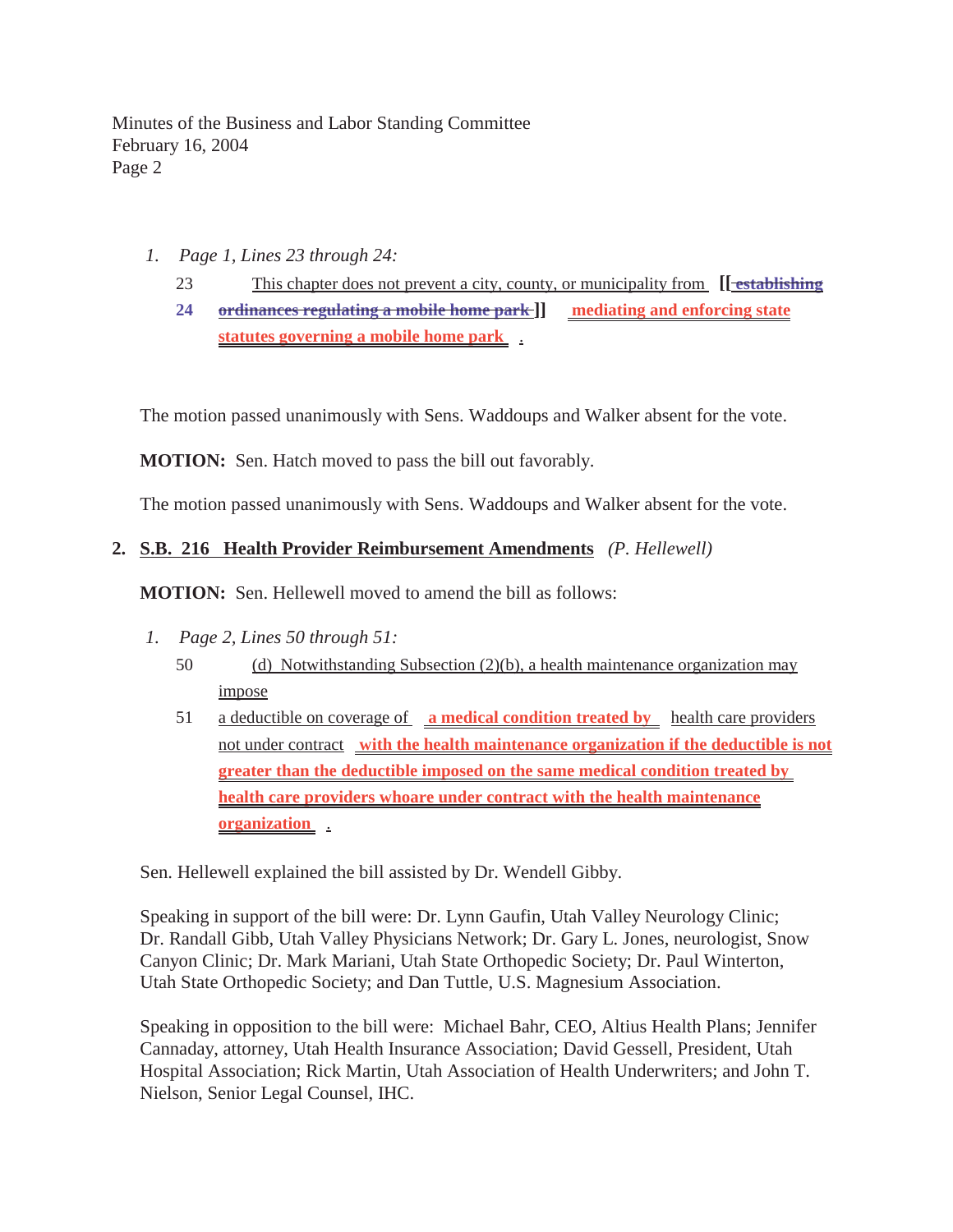Minutes of the Business and Labor Standing Committee
February 16, 2004

1. *Page 1, Lines 23 through 24:*

   23 This chapter does not prevent a city, county, or municipality from **[[ ~~establishing~~**
   **24** **~~ordinances regulating a mobile home park~~ ]]** **mediating and enforcing state statutes governing a mobile home park** .

The motion passed unanimously with Sens. Waddoups and Walker absent for the vote.

**MOTION:** Sen. Hatch moved to pass the bill out favorably.

The motion passed unanimously with Sens. Waddoups and Walker absent for the vote.

**2. S.B. 216 Health Provider Reimbursement Amendments** *(P. Hellewell)*

**MOTION:** Sen. Hellewell moved to amend the bill as follows:

1. *Page 2, Lines 50 through 51:*

   50 (d) Notwithstanding Subsection (2)(b), a health maintenance organization may impose
   51 a deductible on coverage of **a medical condition treated by** health care providers not under contract **with the health maintenance organization if the deductible is not greater than the deductible imposed on the same medical condition treated by health care providers whoare under contract with the health maintenance organization** .

Sen. Hellewell explained the bill assisted by Dr. Wendell Gibby.

Speaking in support of the bill were: Dr. Lynn Gaufin, Utah Valley Neurology Clinic; Dr. Randall Gibb, Utah Valley Physicians Network; Dr. Gary L. Jones, neurologist, Snow Canyon Clinic; Dr. Mark Mariani, Utah State Orthopedic Society; Dr. Paul Winterton, Utah State Orthopedic Society; and Dan Tuttle, U.S. Magnesium Association.

Speaking in opposition to the bill were: Michael Bahr, CEO, Altius Health Plans; Jennifer Cannaday, attorney, Utah Health Insurance Association; David Gessell, President, Utah Hospital Association; Rick Martin, Utah Association of Health Underwriters; and John T. Nielson, Senior Legal Counsel, IHC.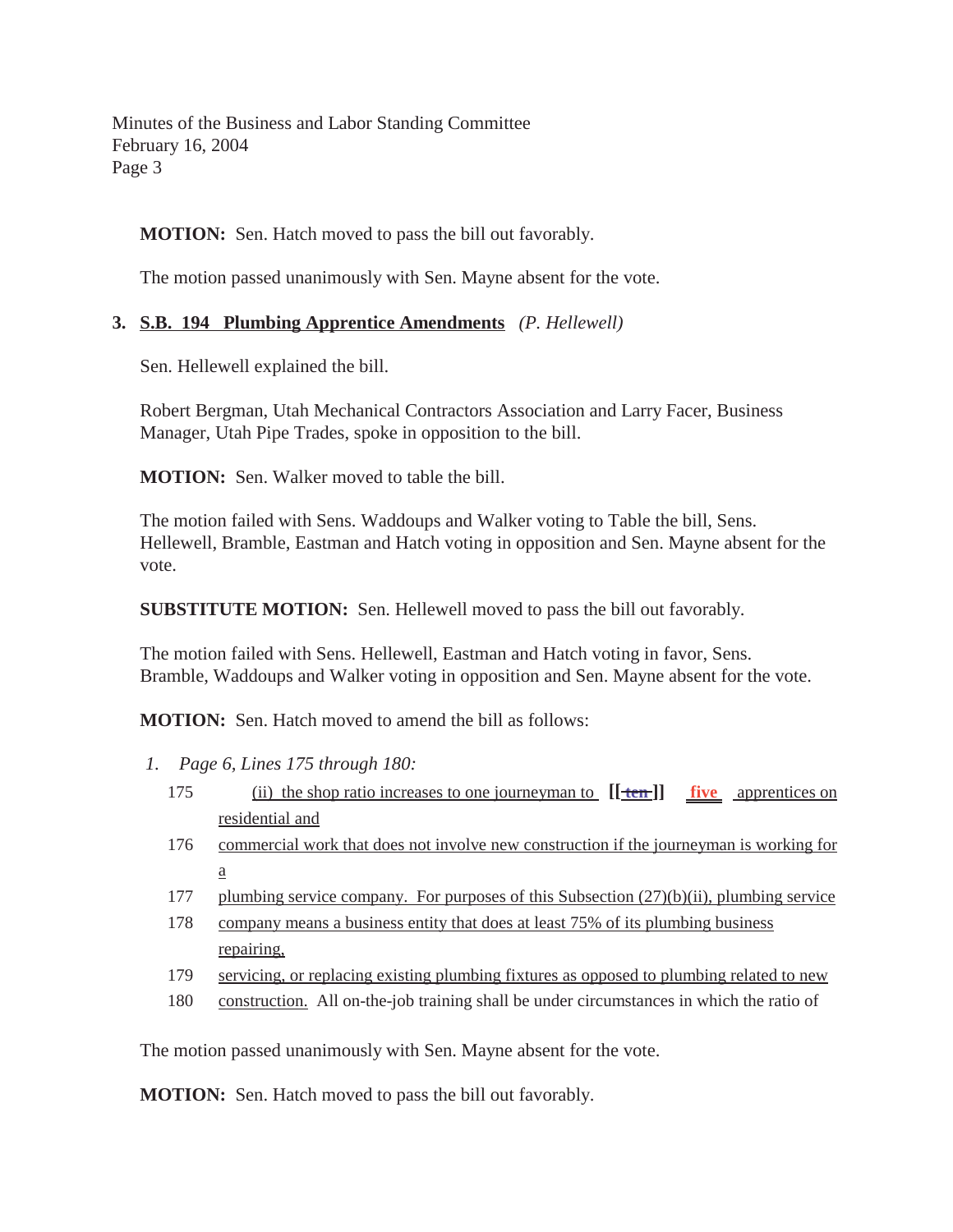**MOTION:** Sen. Hatch moved to pass the bill out favorably.

The motion passed unanimously with Sen. Mayne absent for the vote.

**3. S.B. 194 Plumbing Apprentice Amendments** *(P. Hellewell)*

Sen. Hellewell explained the bill.

Robert Bergman, Utah Mechanical Contractors Association and Larry Facer, Business Manager, Utah Pipe Trades, spoke in opposition to the bill.

**MOTION:** Sen. Walker moved to table the bill.

The motion failed with Sens. Waddoups and Walker voting to Table the bill, Sens. Hellewell, Bramble, Eastman and Hatch voting in opposition and Sen. Mayne absent for the vote.

**SUBSTITUTE MOTION:** Sen. Hellewell moved to pass the bill out favorably.

The motion failed with Sens. Hellewell, Eastman and Hatch voting in favor, Sens. Bramble, Waddoups and Walker voting in opposition and Sen. Mayne absent for the vote.

**MOTION:** Sen. Hatch moved to amend the bill as follows:

1. *Page 6, Lines 175 through 180:*

175 (ii) the shop ratio increases to one journeyman to **[[ ~~ten~~ ]]** **five** apprentices on residential and

176 commercial work that does not involve new construction if the journeyman is working for a

177 plumbing service company. For purposes of this Subsection (27)(b)(ii), plumbing service

178 company means a business entity that does at least 75% of its plumbing business repairing,

179 servicing, or replacing existing plumbing fixtures as opposed to plumbing related to new

180 construction. All on-the-job training shall be under circumstances in which the ratio of

The motion passed unanimously with Sen. Mayne absent for the vote.

**MOTION:** Sen. Hatch moved to pass the bill out favorably.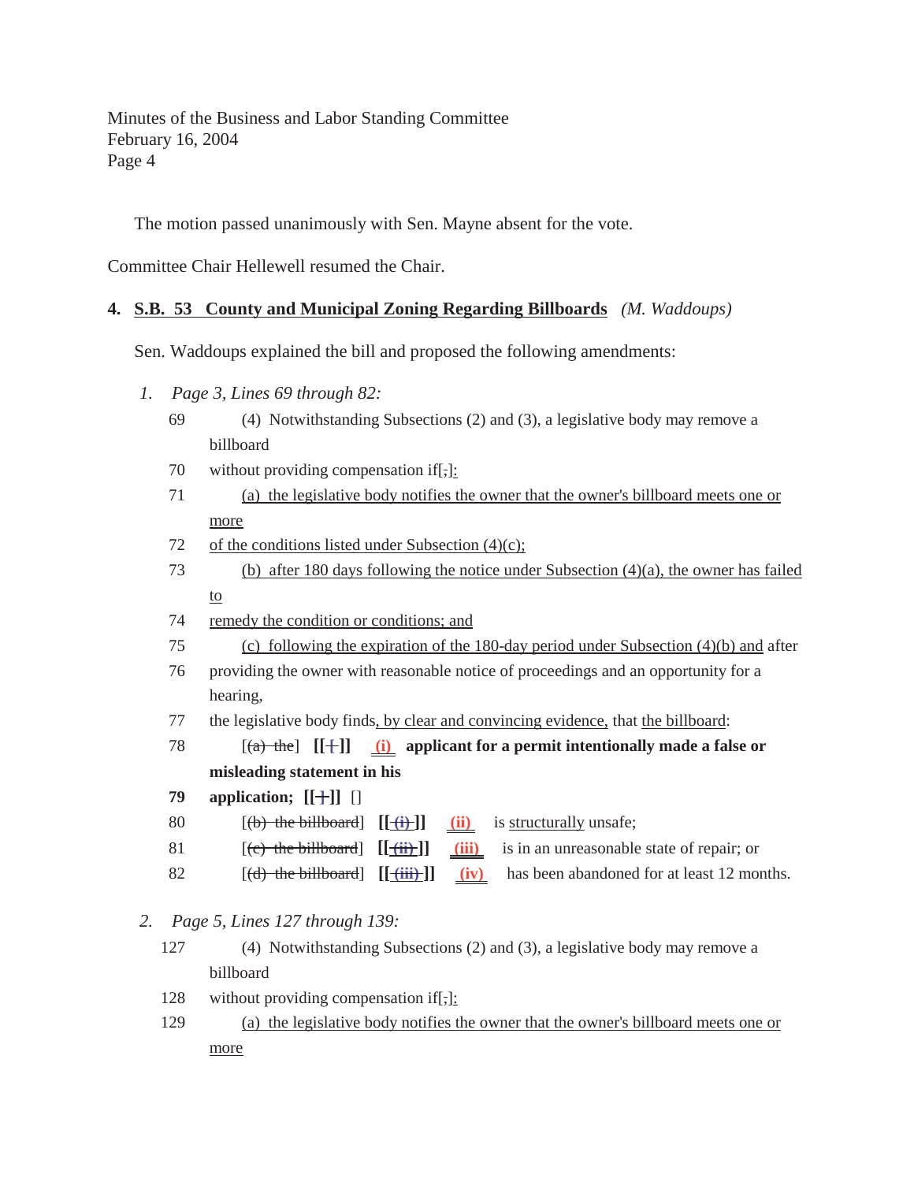The motion passed unanimously with Sen. Mayne absent for the vote.

Committee Chair Hellewell resumed the Chair.

**4. S.B. 53 County and Municipal Zoning Regarding Billboards** *(M. Waddoups)*

Sen. Waddoups explained the bill and proposed the following amendments:

*1. Page 3, Lines 69 through 82:*

69 (4) Notwithstanding Subsections (2) and (3), a legislative body may remove a billboard

70 without providing compensation if[,]:

71 (a) the legislative body notifies the owner that the owner's billboard meets one or more

72 of the conditions listed under Subsection (4)(c);

73 (b) after 180 days following the notice under Subsection (4)(a), the owner has failed to

74 remedy the condition or conditions; and

75 (c) following the expiration of the 180-day period under Subsection (4)(b) and after

76 providing the owner with reasonable notice of proceedings and an opportunity for a hearing,

77 the legislative body finds, by clear and convincing evidence, that the billboard:

78 [(a) the] **[[ ]]** **(i)** **applicant for a permit intentionally made a false or misleading statement in his**

**79** **application; [[ ]]** []

80 [(b) the billboard] **[[ (i) ]]** **(ii)** is structurally unsafe;

81 [(c) the billboard] **[[ (ii) ]]** **(iii)** is in an unreasonable state of repair; or

82 [(d) the billboard] **[[ (iii) ]]** **(iv)** has been abandoned for at least 12 months.

*2. Page 5, Lines 127 through 139:*

127 (4) Notwithstanding Subsections (2) and (3), a legislative body may remove a billboard

128 without providing compensation if[,]:

129 (a) the legislative body notifies the owner that the owner's billboard meets one or more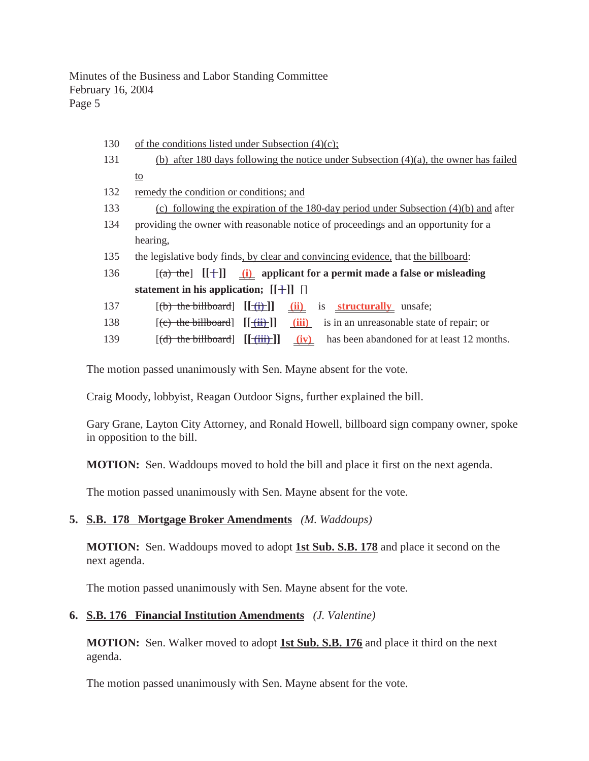130 of the conditions listed under Subsection (4)(c);

131 (b) after 180 days following the notice under Subsection (4)(a), the owner has failed to

132 remedy the condition or conditions; and

133 (c) following the expiration of the 180-day period under Subsection (4)(b) and after

134 providing the owner with reasonable notice of proceedings and an opportunity for a hearing,

135 the legislative body finds, by clear and convincing evidence, that the billboard:

136 [~~(a) the~~] **[[ ~~+~~ ]]** **(i)** **applicant for a permit made a false or misleading statement in his application;** **[[ ~~+~~ ]]** []

137 [~~(b) the billboard~~] **[[ ~~(i)~~ ]]** **(ii)** is **structurally** unsafe;

138 [~~(c) the billboard~~] **[[ ~~(ii)~~ ]]** **(iii)** is in an unreasonable state of repair; or

139 [~~(d) the billboard~~] **[[ ~~(iii)~~ ]]** **(iv)** has been abandoned for at least 12 months.

The motion passed unanimously with Sen. Mayne absent for the vote.

Craig Moody, lobbyist, Reagan Outdoor Signs, further explained the bill.

Gary Grane, Layton City Attorney, and Ronald Howell, billboard sign company owner, spoke in opposition to the bill.

**MOTION:** Sen. Waddoups moved to hold the bill and place it first on the next agenda.

The motion passed unanimously with Sen. Mayne absent for the vote.

**5. S.B. 178 Mortgage Broker Amendments** *(M. Waddoups)*

**MOTION:** Sen. Waddoups moved to adopt **1st Sub. S.B. 178** and place it second on the next agenda.

The motion passed unanimously with Sen. Mayne absent for the vote.

**6. S.B. 176 Financial Institution Amendments** *(J. Valentine)*

**MOTION:** Sen. Walker moved to adopt **1st Sub. S.B. 176** and place it third on the next agenda.

The motion passed unanimously with Sen. Mayne absent for the vote.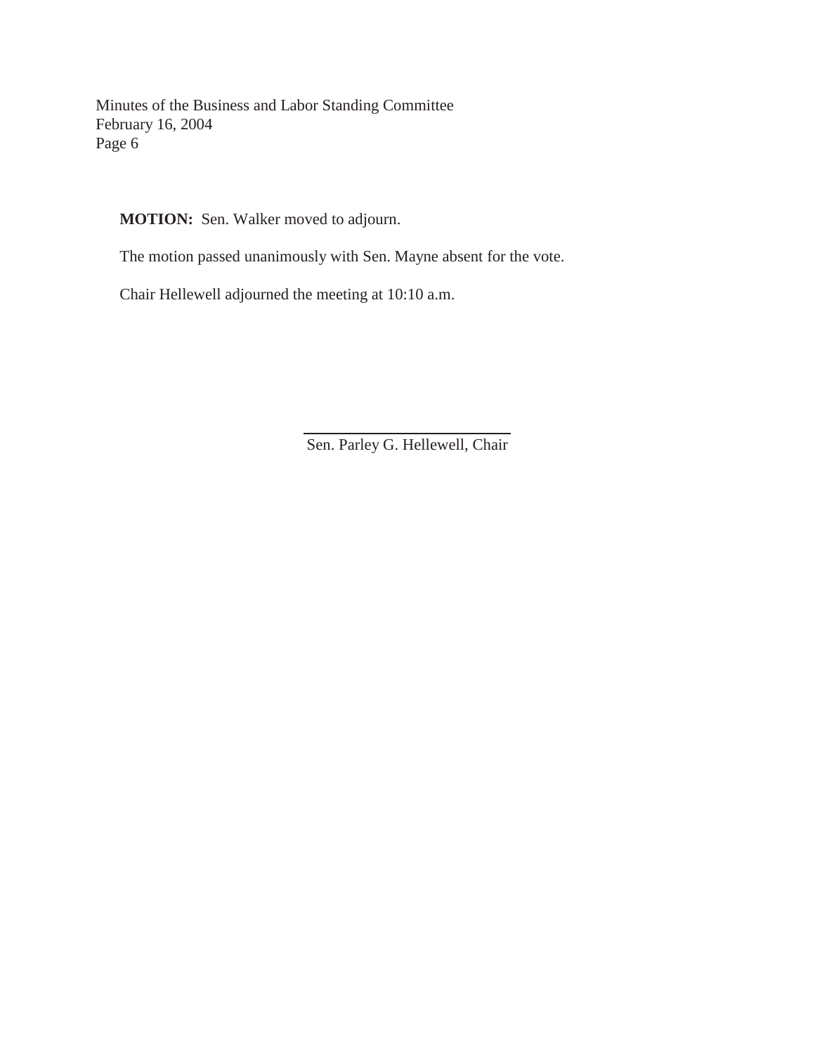**MOTION:** Sen. Walker moved to adjourn.

The motion passed unanimously with Sen. Mayne absent for the vote.

Chair Hellewell adjourned the meeting at 10:10 a.m.

Sen. Parley G. Hellewell, Chair